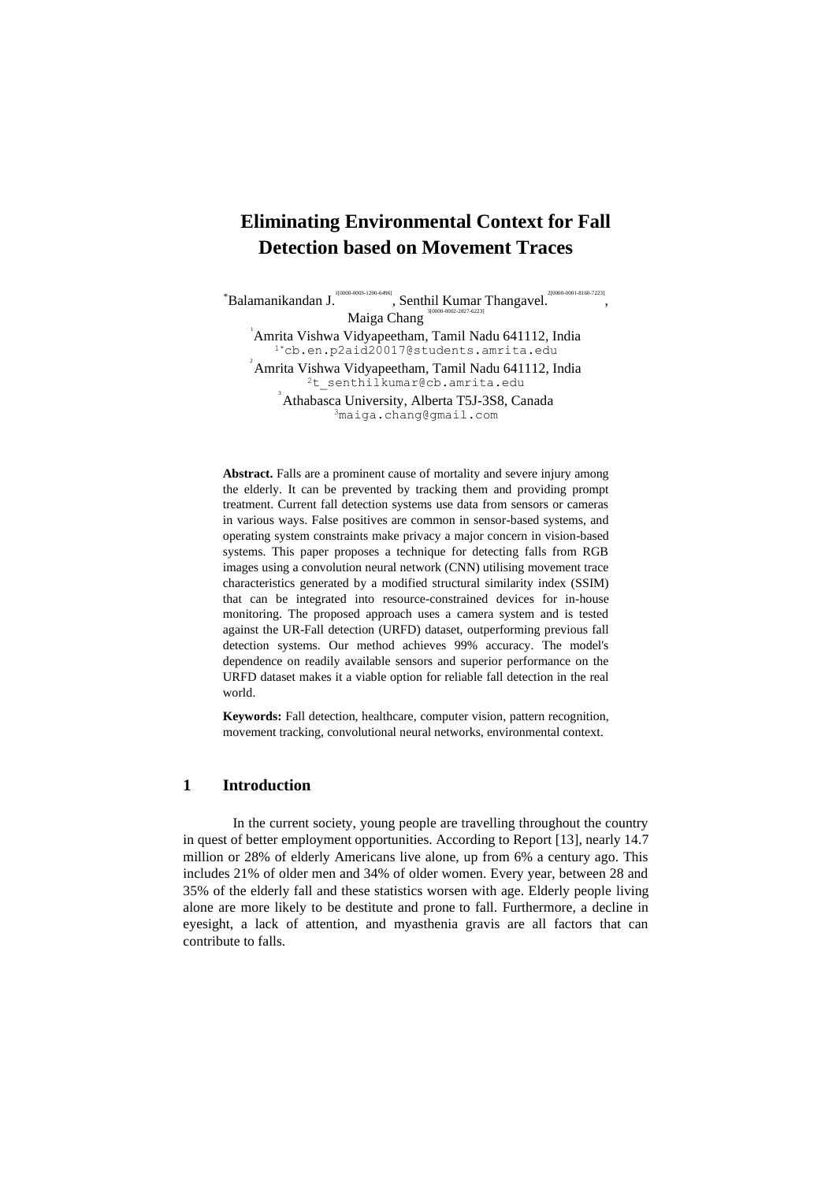# Eliminating Environmental Context for Fall Detection based on Movement Traces

*Balamanikandan J.[1[0000-0003-1200-6496]], Senthil Kumar Thangavel.[2[0000-0001-8160-7223]], Maiga Chang[3[0000-0002-2827-6223]]

[1] Amrita Vishwa Vidyapeetham, Tamil Nadu 641112, India
[1*] cb.en.p2aid20017@students.amrita.edu

[2] Amrita Vishwa Vidyapeetham, Tamil Nadu 641112, India
[2] t_senthilkumar@cb.amrita.edu

[3] Athabasca University, Alberta T5J-3S8, Canada
[3] maiga.chang@gmail.com

**Abstract.** Falls are a prominent cause of mortality and severe injury among the elderly. It can be prevented by tracking them and providing prompt treatment. Current fall detection systems use data from sensors or cameras in various ways. False positives are common in sensor-based systems, and operating system constraints make privacy a major concern in vision-based systems. This paper proposes a technique for detecting falls from RGB images using a convolution neural network (CNN) utilising movement trace characteristics generated by a modified structural similarity index (SSIM) that can be integrated into resource-constrained devices for in-house monitoring. The proposed approach uses a camera system and is tested against the UR-Fall detection (URFD) dataset, outperforming previous fall detection systems. Our method achieves 99% accuracy. The model's dependence on readily available sensors and superior performance on the URFD dataset makes it a viable option for reliable fall detection in the real world.

**Keywords:** Fall detection, healthcare, computer vision, pattern recognition, movement tracking, convolutional neural networks, environmental context.

## 1 Introduction

In the current society, young people are travelling throughout the country in quest of better employment opportunities. According to Report [13], nearly 14.7 million or 28% of elderly Americans live alone, up from 6% a century ago. This includes 21% of older men and 34% of older women. Every year, between 28 and 35% of the elderly fall and these statistics worsen with age. Elderly people living alone are more likely to be destitute and prone to fall. Furthermore, a decline in eyesight, a lack of attention, and myasthenia gravis are all factors that can contribute to falls.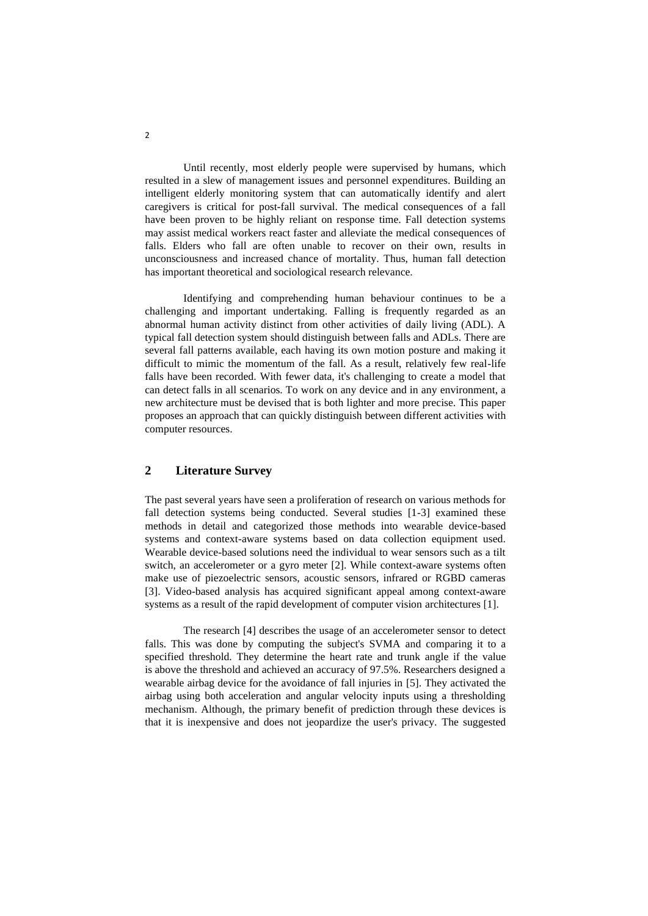Until recently, most elderly people were supervised by humans, which resulted in a slew of management issues and personnel expenditures. Building an intelligent elderly monitoring system that can automatically identify and alert caregivers is critical for post-fall survival. The medical consequences of a fall have been proven to be highly reliant on response time. Fall detection systems may assist medical workers react faster and alleviate the medical consequences of falls. Elders who fall are often unable to recover on their own, results in unconsciousness and increased chance of mortality. Thus, human fall detection has important theoretical and sociological research relevance.

Identifying and comprehending human behaviour continues to be a challenging and important undertaking. Falling is frequently regarded as an abnormal human activity distinct from other activities of daily living (ADL). A typical fall detection system should distinguish between falls and ADLs. There are several fall patterns available, each having its own motion posture and making it difficult to mimic the momentum of the fall. As a result, relatively few real-life falls have been recorded. With fewer data, it's challenging to create a model that can detect falls in all scenarios. To work on any device and in any environment, a new architecture must be devised that is both lighter and more precise. This paper proposes an approach that can quickly distinguish between different activities with computer resources.

## 2 Literature Survey

The past several years have seen a proliferation of research on various methods for fall detection systems being conducted. Several studies [1-3] examined these methods in detail and categorized those methods into wearable device-based systems and context-aware systems based on data collection equipment used. Wearable device-based solutions need the individual to wear sensors such as a tilt switch, an accelerometer or a gyro meter [2]. While context-aware systems often make use of piezoelectric sensors, acoustic sensors, infrared or RGBD cameras [3]. Video-based analysis has acquired significant appeal among context-aware systems as a result of the rapid development of computer vision architectures [1].

The research [4] describes the usage of an accelerometer sensor to detect falls. This was done by computing the subject's SVMA and comparing it to a specified threshold. They determine the heart rate and trunk angle if the value is above the threshold and achieved an accuracy of 97.5%. Researchers designed a wearable airbag device for the avoidance of fall injuries in [5]. They activated the airbag using both acceleration and angular velocity inputs using a thresholding mechanism. Although, the primary benefit of prediction through these devices is that it is inexpensive and does not jeopardize the user's privacy. The suggested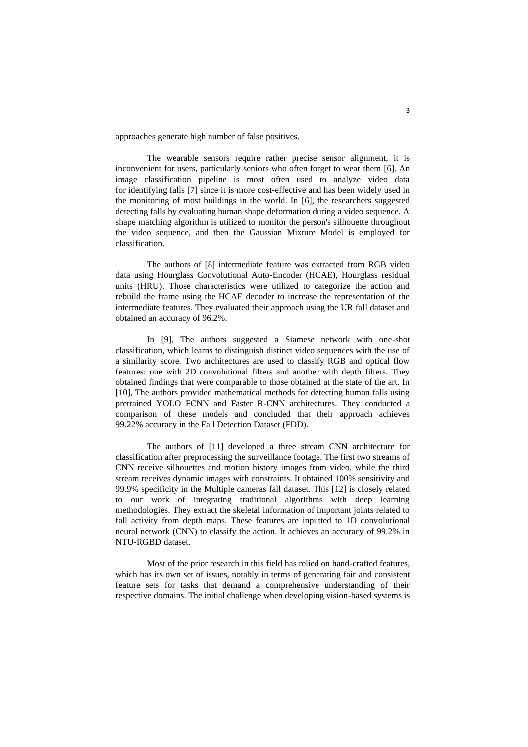approaches generate high number of false positives.

The wearable sensors require rather precise sensor alignment, it is inconvenient for users, particularly seniors who often forget to wear them [6]. An image classification pipeline is most often used to analyze video data for identifying falls [7] since it is more cost-effective and has been widely used in the monitoring of most buildings in the world. In [6], the researchers suggested detecting falls by evaluating human shape deformation during a video sequence. A shape matching algorithm is utilized to monitor the person's silhouette throughout the video sequence, and then the Gaussian Mixture Model is employed for classification.

The authors of [8] intermediate feature was extracted from RGB video data using Hourglass Convolutional Auto-Encoder (HCAE), Hourglass residual units (HRU). Those characteristics were utilized to categorize the action and rebuild the frame using the HCAE decoder to increase the representation of the intermediate features. They evaluated their approach using the UR fall dataset and obtained an accuracy of 96.2%.

In [9], The authors suggested a Siamese network with one-shot classification, which learns to distinguish distinct video sequences with the use of a similarity score. Two architectures are used to classify RGB and optical flow features: one with 2D convolutional filters and another with depth filters. They obtained findings that were comparable to those obtained at the state of the art. In [10], The authors provided mathematical methods for detecting human falls using pretrained YOLO FCNN and Faster R-CNN architectures. They conducted a comparison of these models and concluded that their approach achieves 99.22% accuracy in the Fall Detection Dataset (FDD).

The authors of [11] developed a three stream CNN architecture for classification after preprocessing the surveillance footage. The first two streams of CNN receive silhouettes and motion history images from video, while the third stream receives dynamic images with constraints. It obtained 100% sensitivity and 99.9% specificity in the Multiple cameras fall dataset. This [12] is closely related to our work of integrating traditional algorithms with deep learning methodologies. They extract the skeletal information of important joints related to fall activity from depth maps. These features are inputted to 1D convolutional neural network (CNN) to classify the action. It achieves an accuracy of 99.2% in NTU-RGBD dataset.

Most of the prior research in this field has relied on hand-crafted features, which has its own set of issues, notably in terms of generating fair and consistent feature sets for tasks that demand a comprehensive understanding of their respective domains. The initial challenge when developing vision-based systems is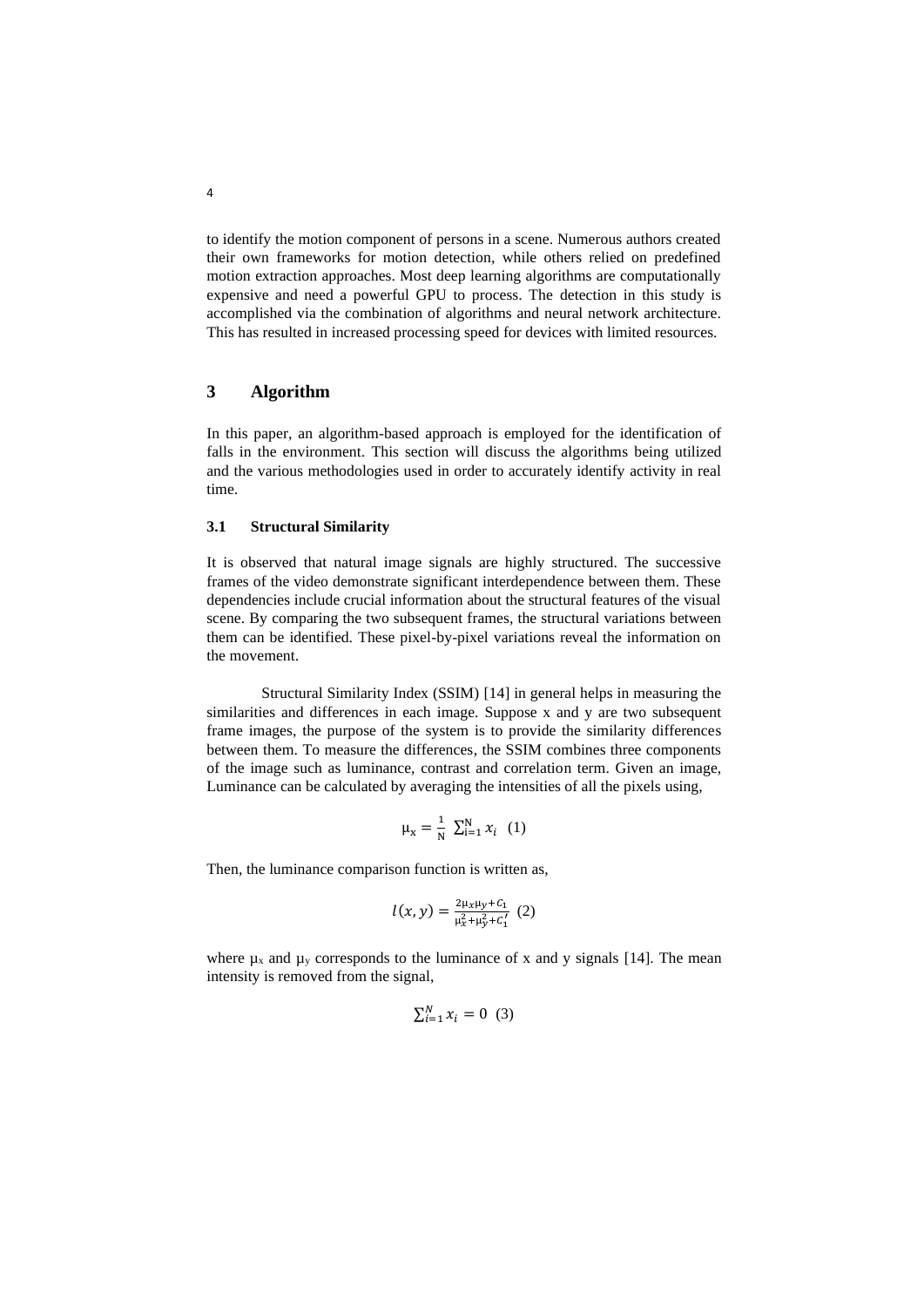to identify the motion component of persons in a scene. Numerous authors created their own frameworks for motion detection, while others relied on predefined motion extraction approaches. Most deep learning algorithms are computationally expensive and need a powerful GPU to process. The detection in this study is accomplished via the combination of algorithms and neural network architecture. This has resulted in increased processing speed for devices with limited resources.

## 3 Algorithm

In this paper, an algorithm-based approach is employed for the identification of falls in the environment. This section will discuss the algorithms being utilized and the various methodologies used in order to accurately identify activity in real time.

### 3.1 Structural Similarity

It is observed that natural image signals are highly structured. The successive frames of the video demonstrate significant interdependence between them. These dependencies include crucial information about the structural features of the visual scene. By comparing the two subsequent frames, the structural variations between them can be identified. These pixel-by-pixel variations reveal the information on the movement.

Structural Similarity Index (SSIM) [14] in general helps in measuring the similarities and differences in each image. Suppose x and y are two subsequent frame images, the purpose of the system is to provide the similarity differences between them. To measure the differences, the SSIM combines three components of the image such as luminance, contrast and correlation term. Given an image, Luminance can be calculated by averaging the intensities of all the pixels using,

$$\mu_x = \frac{1}{N} \sum_{i=1}^{N} x_i \quad (1)$$

Then, the luminance comparison function is written as,

$$l(x, y) = \frac{2\mu_x\mu_y + C_1}{\mu_x^2 + \mu_y^2 + C_1'} \quad (2)$$

where $\mu_x$ and $\mu_y$ corresponds to the luminance of x and y signals [14]. The mean intensity is removed from the signal,

$$\sum_{i=1}^{N} x_i = 0 \quad (3)$$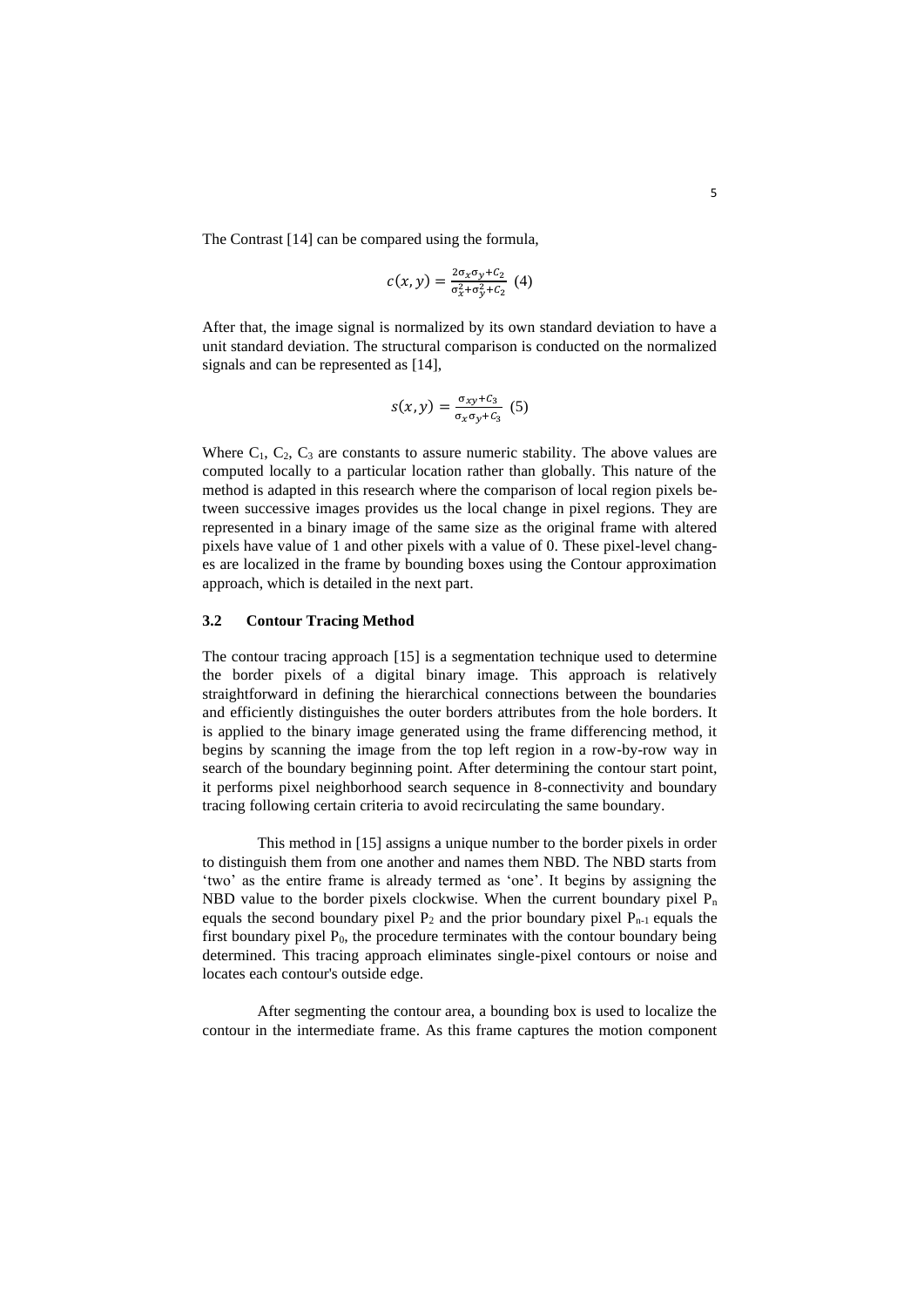The Contrast [14] can be compared using the formula,

$$c(x,y) = \frac{2\sigma_x\sigma_y + C_2}{\sigma_x^2 + \sigma_y^2 + C_2} \quad (4)$$

After that, the image signal is normalized by its own standard deviation to have a unit standard deviation. The structural comparison is conducted on the normalized signals and can be represented as [14],

$$s(x,y) = \frac{\sigma_{xy} + C_3}{\sigma_x\sigma_y + C_3} \quad (5)$$

Where $C_1$, $C_2$, $C_3$ are constants to assure numeric stability. The above values are computed locally to a particular location rather than globally. This nature of the method is adapted in this research where the comparison of local region pixels between successive images provides us the local change in pixel regions. They are represented in a binary image of the same size as the original frame with altered pixels have value of 1 and other pixels with a value of 0. These pixel-level changes are localized in the frame by bounding boxes using the Contour approximation approach, which is detailed in the next part.

### 3.2 Contour Tracing Method

The contour tracing approach [15] is a segmentation technique used to determine the border pixels of a digital binary image. This approach is relatively straightforward in defining the hierarchical connections between the boundaries and efficiently distinguishes the outer borders attributes from the hole borders. It is applied to the binary image generated using the frame differencing method, it begins by scanning the image from the top left region in a row-by-row way in search of the boundary beginning point. After determining the contour start point, it performs pixel neighborhood search sequence in 8-connectivity and boundary tracing following certain criteria to avoid recirculating the same boundary.

This method in [15] assigns a unique number to the border pixels in order to distinguish them from one another and names them NBD. The NBD starts from 'two' as the entire frame is already termed as 'one'. It begins by assigning the NBD value to the border pixels clockwise. When the current boundary pixel $P_n$ equals the second boundary pixel $P_2$ and the prior boundary pixel $P_{n-1}$ equals the first boundary pixel $P_0$, the procedure terminates with the contour boundary being determined. This tracing approach eliminates single-pixel contours or noise and locates each contour's outside edge.

After segmenting the contour area, a bounding box is used to localize the contour in the intermediate frame. As this frame captures the motion component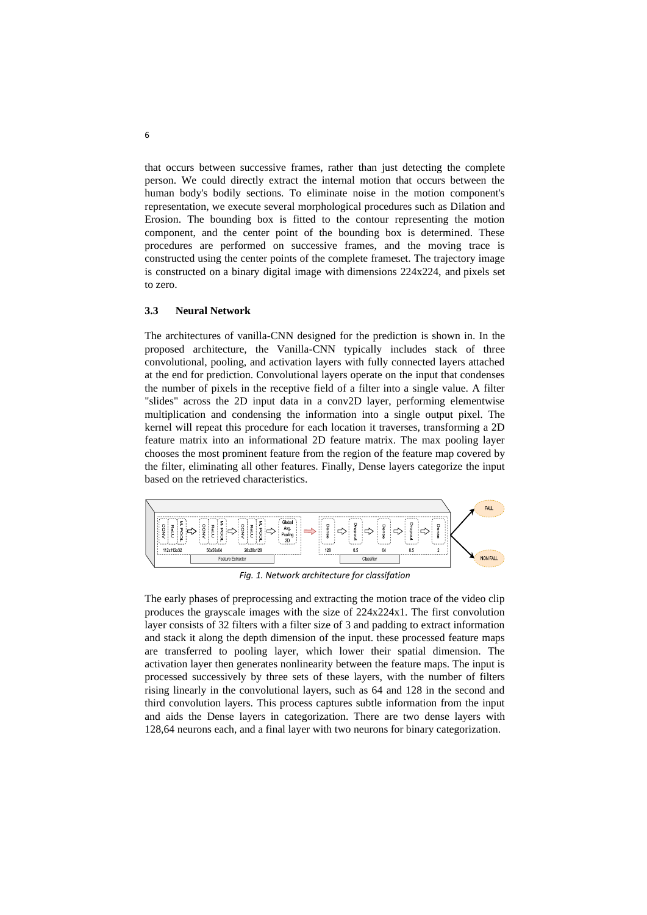that occurs between successive frames, rather than just detecting the complete person. We could directly extract the internal motion that occurs between the human body's bodily sections. To eliminate noise in the motion component's representation, we execute several morphological procedures such as Dilation and Erosion. The bounding box is fitted to the contour representing the motion component, and the center point of the bounding box is determined. These procedures are performed on successive frames, and the moving trace is constructed using the center points of the complete frameset. The trajectory image is constructed on a binary digital image with dimensions 224x224, and pixels set to zero.

### 3.3 Neural Network

The architectures of vanilla-CNN designed for the prediction is shown in. In the proposed architecture, the Vanilla-CNN typically includes stack of three convolutional, pooling, and activation layers with fully connected layers attached at the end for prediction. Convolutional layers operate on the input that condenses the number of pixels in the receptive field of a filter into a single value. A filter "slides" across the 2D input data in a conv2D layer, performing elementwise multiplication and condensing the information into a single output pixel. The kernel will repeat this procedure for each location it traverses, transforming a 2D feature matrix into an informational 2D feature matrix. The max pooling layer chooses the most prominent feature from the region of the feature map covered by the filter, eliminating all other features. Finally, Dense layers categorize the input based on the retrieved characteristics.

*Fig. 1. Network architecture for classifation*

The early phases of preprocessing and extracting the motion trace of the video clip produces the grayscale images with the size of 224x224x1. The first convolution layer consists of 32 filters with a filter size of 3 and padding to extract information and stack it along the depth dimension of the input. these processed feature maps are transferred to pooling layer, which lower their spatial dimension. The activation layer then generates nonlinearity between the feature maps. The input is processed successively by three sets of these layers, with the number of filters rising linearly in the convolutional layers, such as 64 and 128 in the second and third convolution layers. This process captures subtle information from the input and aids the Dense layers in categorization. There are two dense layers with 128,64 neurons each, and a final layer with two neurons for binary categorization.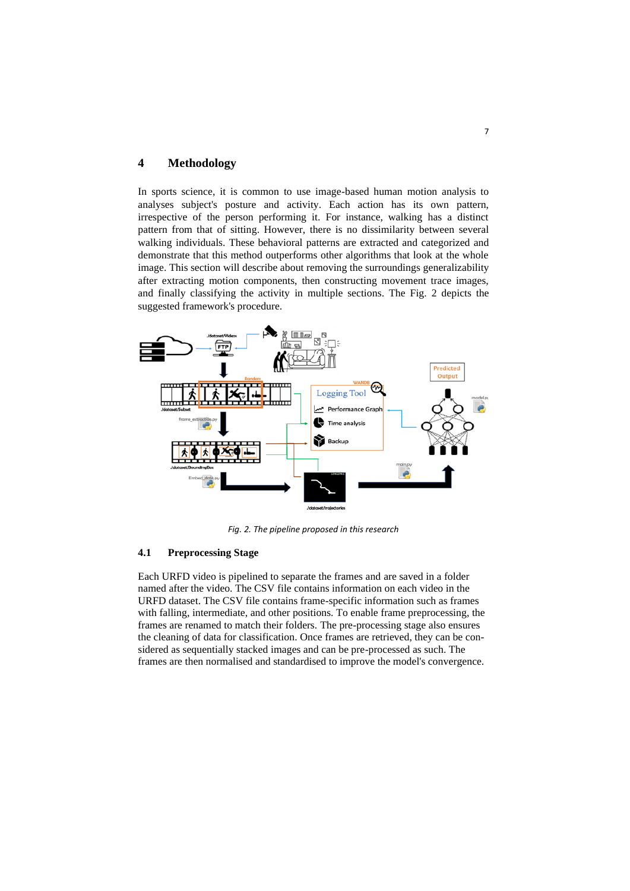## 4 Methodology

In sports science, it is common to use image-based human motion analysis to analyses subject's posture and activity. Each action has its own pattern, irrespective of the person performing it. For instance, walking has a distinct pattern from that of sitting. However, there is no dissimilarity between several walking individuals. These behavioral patterns are extracted and categorized and demonstrate that this method outperforms other algorithms that look at the whole image. This section will describe about removing the surroundings generalizability after extracting motion components, then constructing movement trace images, and finally classifying the activity in multiple sections. The Fig. 2 depicts the suggested framework's procedure.

*Fig. 2. The pipeline proposed in this research*

### 4.1 Preprocessing Stage

Each URFD video is pipelined to separate the frames and are saved in a folder named after the video. The CSV file contains information on each video in the URFD dataset. The CSV file contains frame-specific information such as frames with falling, intermediate, and other positions. To enable frame preprocessing, the frames are renamed to match their folders. The pre-processing stage also ensures the cleaning of data for classification. Once frames are retrieved, they can be considered as sequentially stacked images and can be pre-processed as such. The frames are then normalised and standardised to improve the model's convergence.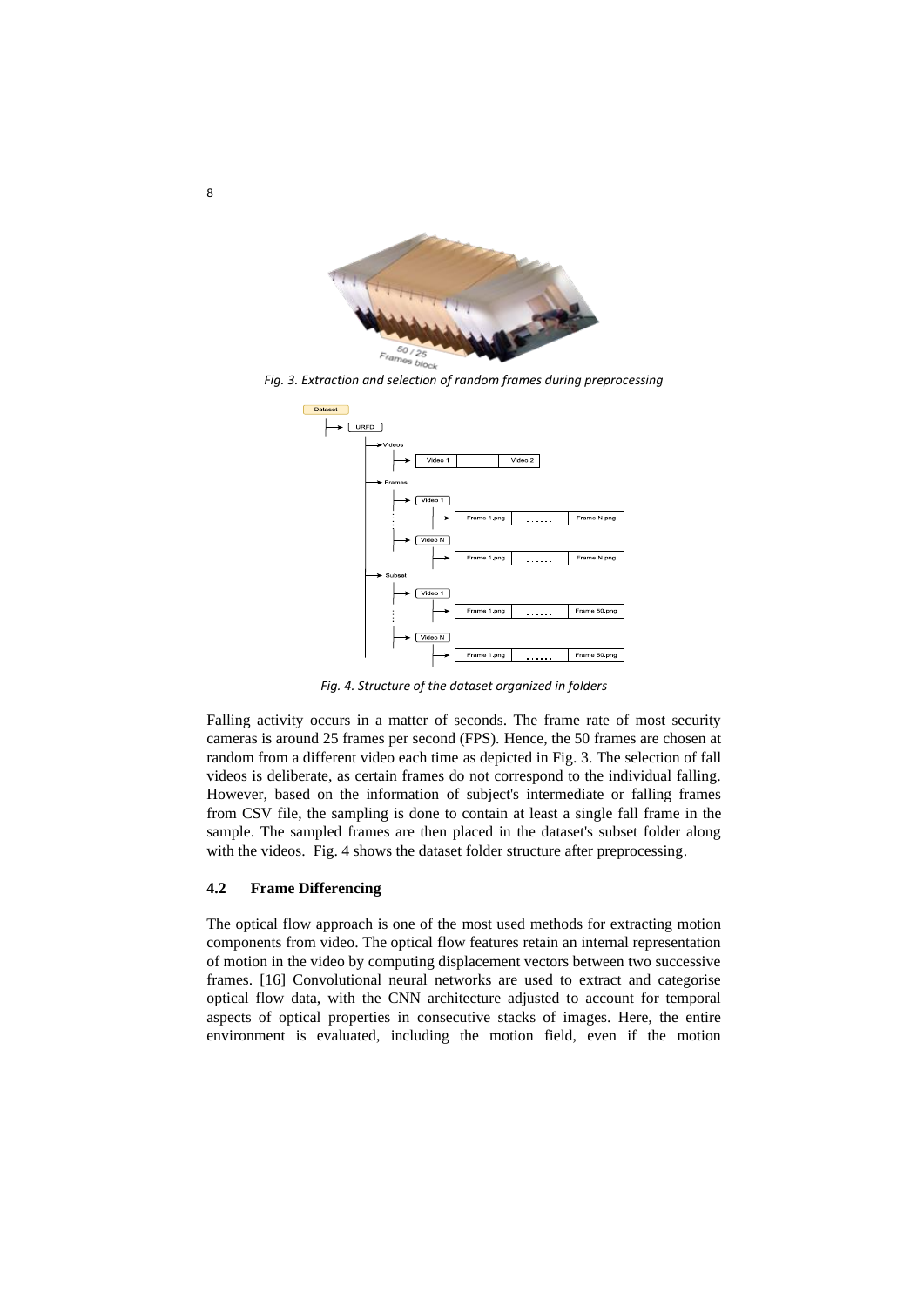*Fig. 3. Extraction and selection of random frames during preprocessing*

*Fig. 4. Structure of the dataset organized in folders*

Falling activity occurs in a matter of seconds. The frame rate of most security cameras is around 25 frames per second (FPS). Hence, the 50 frames are chosen at random from a different video each time as depicted in Fig. 3. The selection of fall videos is deliberate, as certain frames do not correspond to the individual falling. However, based on the information of subject's intermediate or falling frames from CSV file, the sampling is done to contain at least a single fall frame in the sample. The sampled frames are then placed in the dataset's subset folder along with the videos. Fig. 4 shows the dataset folder structure after preprocessing.

### 4.2 Frame Differencing

The optical flow approach is one of the most used methods for extracting motion components from video. The optical flow features retain an internal representation of motion in the video by computing displacement vectors between two successive frames. [16] Convolutional neural networks are used to extract and categorise optical flow data, with the CNN architecture adjusted to account for temporal aspects of optical properties in consecutive stacks of images. Here, the entire environment is evaluated, including the motion field, even if the motion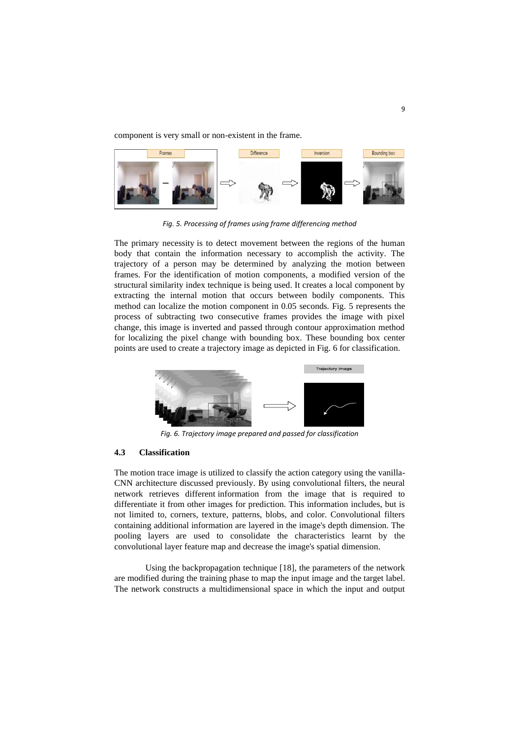component is very small or non-existent in the frame.

*Fig. 5. Processing of frames using frame differencing method*

The primary necessity is to detect movement between the regions of the human body that contain the information necessary to accomplish the activity. The trajectory of a person may be determined by analyzing the motion between frames. For the identification of motion components, a modified version of the structural similarity index technique is being used. It creates a local component by extracting the internal motion that occurs between bodily components. This method can localize the motion component in 0.05 seconds. Fig. 5 represents the process of subtracting two consecutive frames provides the image with pixel change, this image is inverted and passed through contour approximation method for localizing the pixel change with bounding box. These bounding box center points are used to create a trajectory image as depicted in Fig. 6 for classification.

*Fig. 6. Trajectory image prepared and passed for classification*

### 4.3 Classification

The motion trace image is utilized to classify the action category using the vanilla-CNN architecture discussed previously. By using convolutional filters, the neural network retrieves different information from the image that is required to differentiate it from other images for prediction. This information includes, but is not limited to, corners, texture, patterns, blobs, and color. Convolutional filters containing additional information are layered in the image's depth dimension. The pooling layers are used to consolidate the characteristics learnt by the convolutional layer feature map and decrease the image's spatial dimension.

Using the backpropagation technique [18], the parameters of the network are modified during the training phase to map the input image and the target label. The network constructs a multidimensional space in which the input and output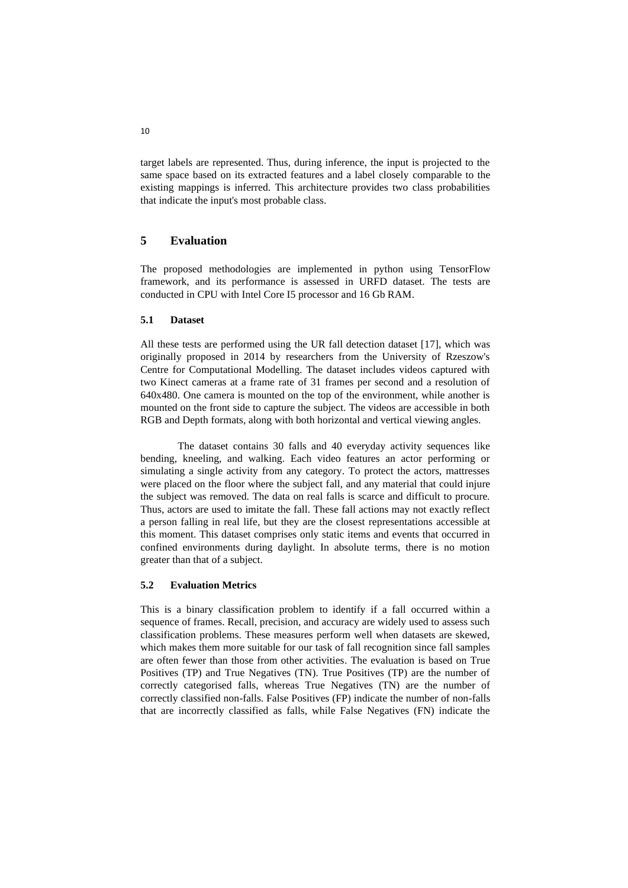target labels are represented. Thus, during inference, the input is projected to the same space based on its extracted features and a label closely comparable to the existing mappings is inferred. This architecture provides two class probabilities that indicate the input's most probable class.

## 5 Evaluation

The proposed methodologies are implemented in python using TensorFlow framework, and its performance is assessed in URFD dataset. The tests are conducted in CPU with Intel Core I5 processor and 16 Gb RAM.

### 5.1 Dataset

All these tests are performed using the UR fall detection dataset [17], which was originally proposed in 2014 by researchers from the University of Rzeszow's Centre for Computational Modelling. The dataset includes videos captured with two Kinect cameras at a frame rate of 31 frames per second and a resolution of 640x480. One camera is mounted on the top of the environment, while another is mounted on the front side to capture the subject. The videos are accessible in both RGB and Depth formats, along with both horizontal and vertical viewing angles.

The dataset contains 30 falls and 40 everyday activity sequences like bending, kneeling, and walking. Each video features an actor performing or simulating a single activity from any category. To protect the actors, mattresses were placed on the floor where the subject fall, and any material that could injure the subject was removed. The data on real falls is scarce and difficult to procure. Thus, actors are used to imitate the fall. These fall actions may not exactly reflect a person falling in real life, but they are the closest representations accessible at this moment. This dataset comprises only static items and events that occurred in confined environments during daylight. In absolute terms, there is no motion greater than that of a subject.

### 5.2 Evaluation Metrics

This is a binary classification problem to identify if a fall occurred within a sequence of frames. Recall, precision, and accuracy are widely used to assess such classification problems. These measures perform well when datasets are skewed, which makes them more suitable for our task of fall recognition since fall samples are often fewer than those from other activities. The evaluation is based on True Positives (TP) and True Negatives (TN). True Positives (TP) are the number of correctly categorised falls, whereas True Negatives (TN) are the number of correctly classified non-falls. False Positives (FP) indicate the number of non-falls that are incorrectly classified as falls, while False Negatives (FN) indicate the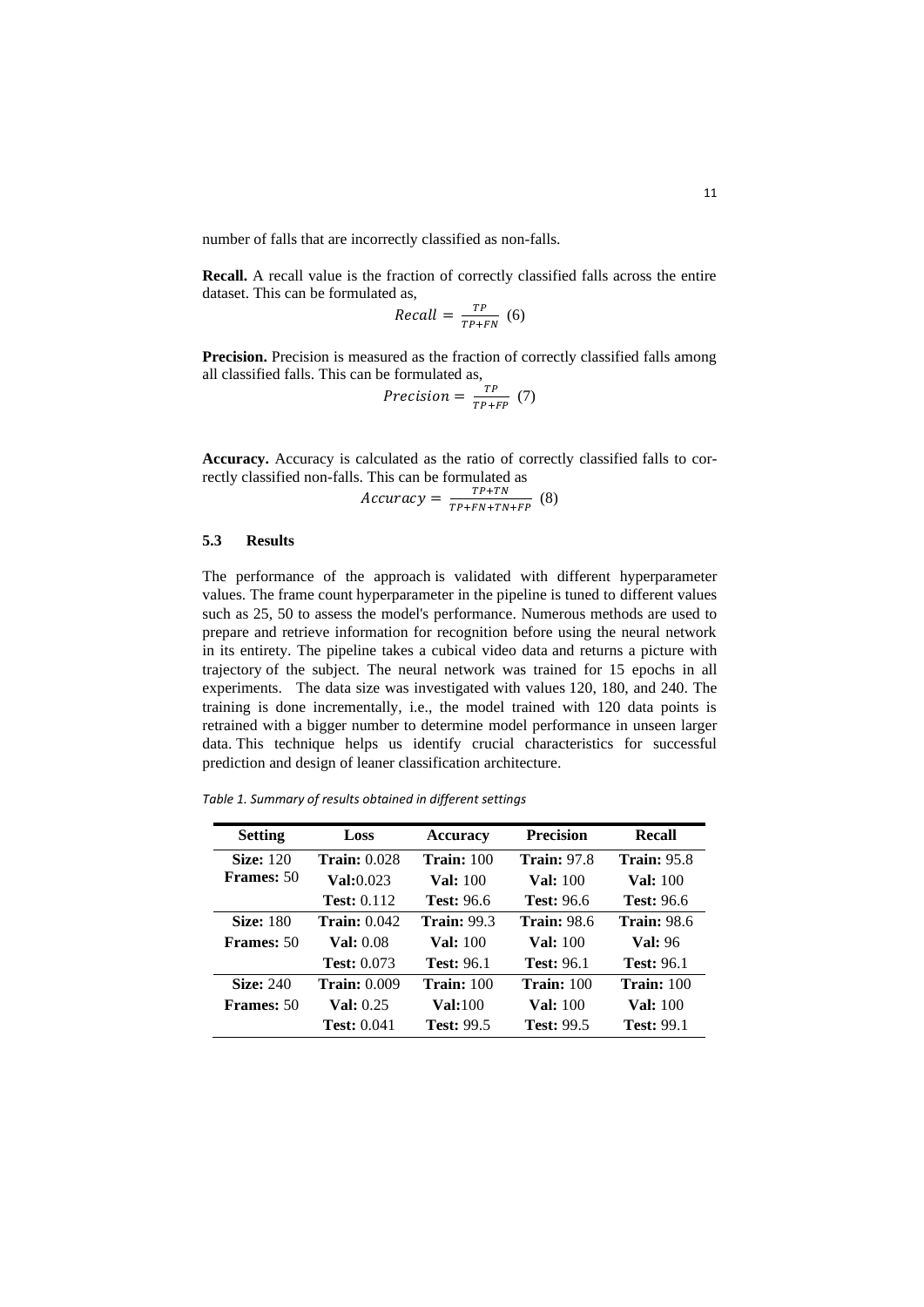number of falls that are incorrectly classified as non-falls.

**Recall.** A recall value is the fraction of correctly classified falls across the entire dataset. This can be formulated as,

$$Recall = \frac{TP}{TP+FN} \quad (6)$$

**Precision.** Precision is measured as the fraction of correctly classified falls among all classified falls. This can be formulated as,

$$Precision = \frac{TP}{TP+FP} \quad (7)$$

**Accuracy.** Accuracy is calculated as the ratio of correctly classified falls to correctly classified non-falls. This can be formulated as

$$Accuracy = \frac{TP+TN}{TP+FN+TN+FP} \quad (8)$$

### 5.3 Results

The performance of the approach is validated with different hyperparameter values. The frame count hyperparameter in the pipeline is tuned to different values such as 25, 50 to assess the model's performance. Numerous methods are used to prepare and retrieve information for recognition before using the neural network in its entirety. The pipeline takes a cubical video data and returns a picture with trajectory of the subject. The neural network was trained for 15 epochs in all experiments. The data size was investigated with values 120, 180, and 240. The training is done incrementally, i.e., the model trained with 120 data points is retrained with a bigger number to determine model performance in unseen larger data. This technique helps us identify crucial characteristics for successful prediction and design of leaner classification architecture.

*Table 1. Summary of results obtained in different settings*

| Setting | Loss | Accuracy | Precision | Recall |
|---|---|---|---|---|
| **Size:** 120 | **Train:** 0.028 | **Train:** 100 | **Train:** 97.8 | **Train:** 95.8 |
| **Frames:** 50 | **Val:**0.023 | **Val:** 100 | **Val:** 100 | **Val:** 100 |
| | **Test:** 0.112 | **Test:** 96.6 | **Test:** 96.6 | **Test:** 96.6 |
| **Size:** 180 | **Train:** 0.042 | **Train:** 99.3 | **Train:** 98.6 | **Train:** 98.6 |
| **Frames:** 50 | **Val:** 0.08 | **Val:** 100 | **Val:** 100 | **Val:** 96 |
| | **Test:** 0.073 | **Test:** 96.1 | **Test:** 96.1 | **Test:** 96.1 |
| **Size:** 240 | **Train:** 0.009 | **Train:** 100 | **Train:** 100 | **Train:** 100 |
| **Frames:** 50 | **Val:** 0.25 | **Val:**100 | **Val:** 100 | **Val:** 100 |
| | **Test:** 0.041 | **Test:** 99.5 | **Test:** 99.5 | **Test:** 99.1 |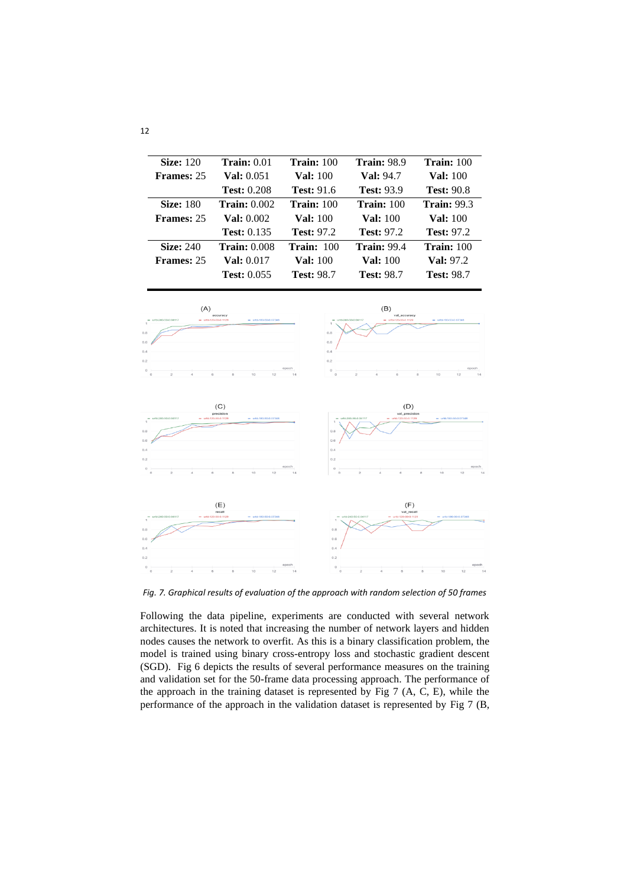| **Size:** 120 **Frames:** 25 | **Train:** 0.01 **Val:** 0.051 **Test:** 0.208 | **Train:** 100 **Val:** 100 **Test:** 91.6 | **Train:** 98.9 **Val:** 94.7 **Test:** 93.9 | **Train:** 100 **Val:** 100 **Test:** 90.8 |
|---|---|---|---|---|
| **Size:** 180 **Frames:** 25 | **Train:** 0.002 **Val:** 0.002 **Test:** 0.135 | **Train:** 100 **Val:** 100 **Test:** 97.2 | **Train:** 100 **Val:** 100 **Test:** 97.2 | **Train:** 99.3 **Val:** 100 **Test:** 97.2 |
| **Size:** 240 **Frames:** 25 | **Train:** 0.008 **Val:** 0.017 **Test:** 0.055 | **Train:** 100 **Val:** 100 **Test:** 98.7 | **Train:** 99.4 **Val:** 100 **Test:** 98.7 | **Train:** 100 **Val:** 97.2 **Test:** 98.7 |

*Fig. 7. Graphical results of evaluation of the approach with random selection of 50 frames*

Following the data pipeline, experiments are conducted with several network architectures. It is noted that increasing the number of network layers and hidden nodes causes the network to overfit. As this is a binary classification problem, the model is trained using binary cross-entropy loss and stochastic gradient descent (SGD). Fig 6 depicts the results of several performance measures on the training and validation set for the 50-frame data processing approach. The performance of the approach in the training dataset is represented by Fig 7 (A, C, E), while the performance of the approach in the validation dataset is represented by Fig 7 (B,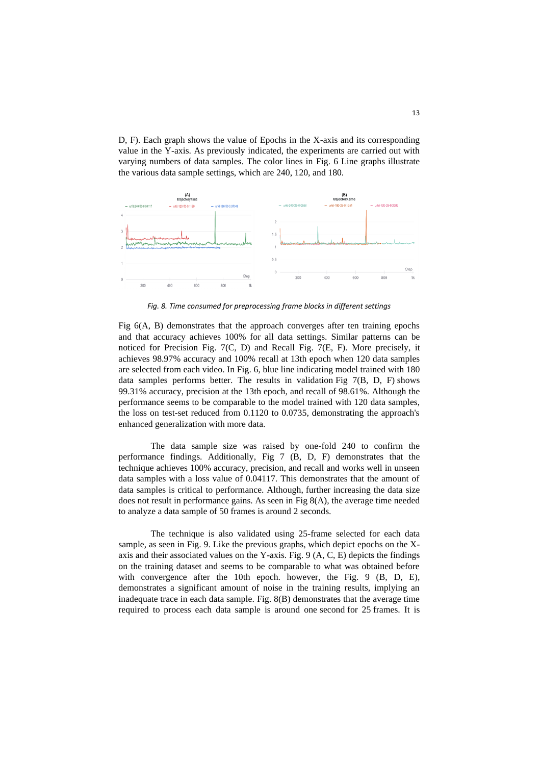D, F). Each graph shows the value of Epochs in the X-axis and its corresponding value in the Y-axis. As previously indicated, the experiments are carried out with varying numbers of data samples. The color lines in Fig. 6 Line graphs illustrate the various data sample settings, which are 240, 120, and 180.

*Fig. 8. Time consumed for preprocessing frame blocks in different settings*

Fig 6(A, B) demonstrates that the approach converges after ten training epochs and that accuracy achieves 100% for all data settings. Similar patterns can be noticed for Precision Fig. 7(C, D) and Recall Fig. 7(E, F). More precisely, it achieves 98.97% accuracy and 100% recall at 13th epoch when 120 data samples are selected from each video. In Fig. 6, blue line indicating model trained with 180 data samples performs better. The results in validation Fig 7(B, D, F) shows 99.31% accuracy, precision at the 13th epoch, and recall of 98.61%. Although the performance seems to be comparable to the model trained with 120 data samples, the loss on test-set reduced from 0.1120 to 0.0735, demonstrating the approach's enhanced generalization with more data.

The data sample size was raised by one-fold 240 to confirm the performance findings. Additionally, Fig 7 (B, D, F) demonstrates that the technique achieves 100% accuracy, precision, and recall and works well in unseen data samples with a loss value of 0.04117. This demonstrates that the amount of data samples is critical to performance. Although, further increasing the data size does not result in performance gains. As seen in Fig 8(A), the average time needed to analyze a data sample of 50 frames is around 2 seconds.

The technique is also validated using 25-frame selected for each data sample, as seen in Fig. 9. Like the previous graphs, which depict epochs on the X-axis and their associated values on the Y-axis. Fig. 9 (A, C, E) depicts the findings on the training dataset and seems to be comparable to what was obtained before with convergence after the 10th epoch. however, the Fig. 9 (B, D, E), demonstrates a significant amount of noise in the training results, implying an inadequate trace in each data sample. Fig. 8(B) demonstrates that the average time required to process each data sample is around one second for 25 frames. It is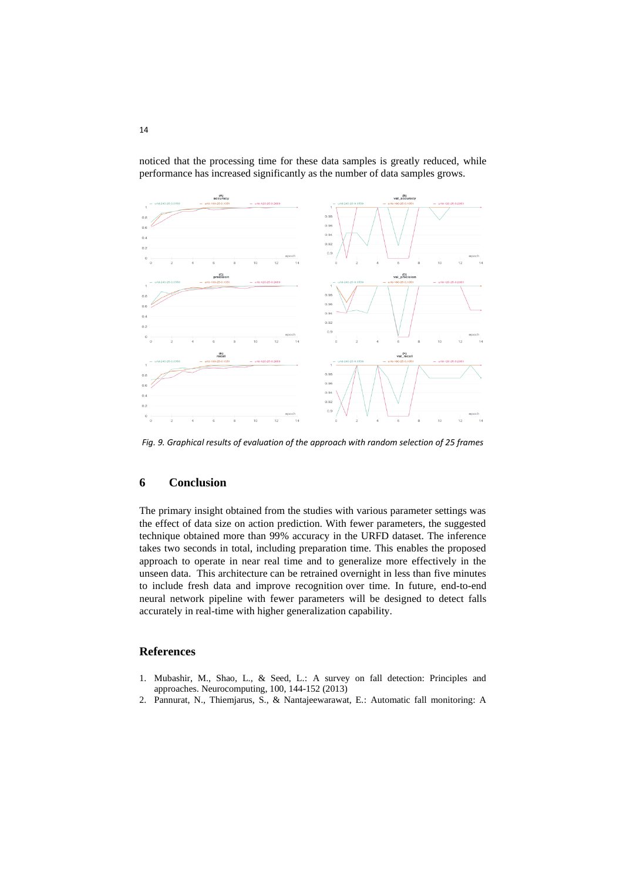noticed that the processing time for these data samples is greatly reduced, while performance has increased significantly as the number of data samples grows.

*Fig. 9. Graphical results of evaluation of the approach with random selection of 25 frames*

## 6 Conclusion

The primary insight obtained from the studies with various parameter settings was the effect of data size on action prediction. With fewer parameters, the suggested technique obtained more than 99% accuracy in the URFD dataset. The inference takes two seconds in total, including preparation time. This enables the proposed approach to operate in near real time and to generalize more effectively in the unseen data. This architecture can be retrained overnight in less than five minutes to include fresh data and improve recognition over time. In future, end-to-end neural network pipeline with fewer parameters will be designed to detect falls accurately in real-time with higher generalization capability.

## References

1. Mubashir, M., Shao, L., & Seed, L.: A survey on fall detection: Principles and approaches. Neurocomputing, 100, 144-152 (2013)
2. Pannurat, N., Thiemjarus, S., & Nantajeewarawat, E.: Automatic fall monitoring: A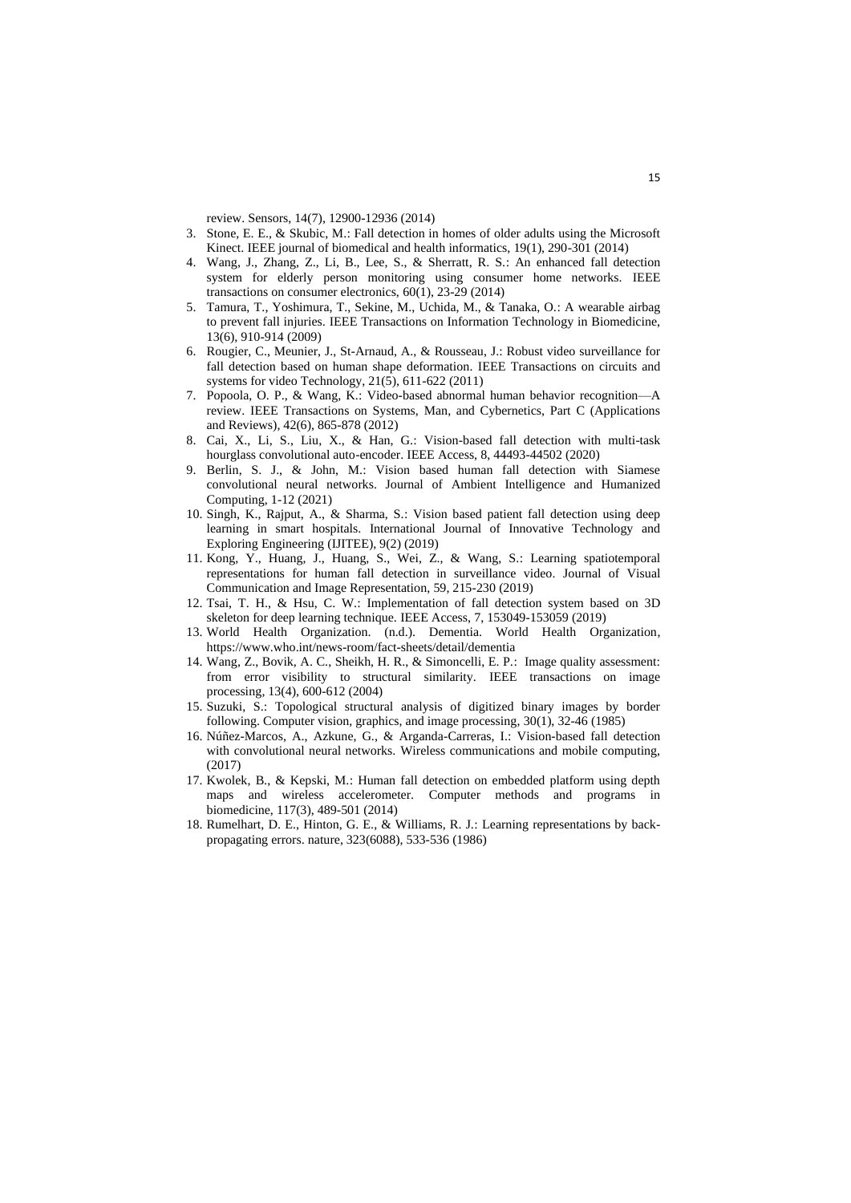review. Sensors, 14(7), 12900-12936 (2014)

3. Stone, E. E., & Skubic, M.: Fall detection in homes of older adults using the Microsoft Kinect. IEEE journal of biomedical and health informatics, 19(1), 290-301 (2014)
4. Wang, J., Zhang, Z., Li, B., Lee, S., & Sherratt, R. S.: An enhanced fall detection system for elderly person monitoring using consumer home networks. IEEE transactions on consumer electronics, 60(1), 23-29 (2014)
5. Tamura, T., Yoshimura, T., Sekine, M., Uchida, M., & Tanaka, O.: A wearable airbag to prevent fall injuries. IEEE Transactions on Information Technology in Biomedicine, 13(6), 910-914 (2009)
6. Rougier, C., Meunier, J., St-Arnaud, A., & Rousseau, J.: Robust video surveillance for fall detection based on human shape deformation. IEEE Transactions on circuits and systems for video Technology, 21(5), 611-622 (2011)
7. Popoola, O. P., & Wang, K.: Video-based abnormal human behavior recognition—A review. IEEE Transactions on Systems, Man, and Cybernetics, Part C (Applications and Reviews), 42(6), 865-878 (2012)
8. Cai, X., Li, S., Liu, X., & Han, G.: Vision-based fall detection with multi-task hourglass convolutional auto-encoder. IEEE Access, 8, 44493-44502 (2020)
9. Berlin, S. J., & John, M.: Vision based human fall detection with Siamese convolutional neural networks. Journal of Ambient Intelligence and Humanized Computing, 1-12 (2021)
10. Singh, K., Rajput, A., & Sharma, S.: Vision based patient fall detection using deep learning in smart hospitals. International Journal of Innovative Technology and Exploring Engineering (IJITEE), 9(2) (2019)
11. Kong, Y., Huang, J., Huang, S., Wei, Z., & Wang, S.: Learning spatiotemporal representations for human fall detection in surveillance video. Journal of Visual Communication and Image Representation, 59, 215-230 (2019)
12. Tsai, T. H., & Hsu, C. W.: Implementation of fall detection system based on 3D skeleton for deep learning technique. IEEE Access, 7, 153049-153059 (2019)
13. World Health Organization. (n.d.). Dementia. World Health Organization, https://www.who.int/news-room/fact-sheets/detail/dementia
14. Wang, Z., Bovik, A. C., Sheikh, H. R., & Simoncelli, E. P.: Image quality assessment: from error visibility to structural similarity. IEEE transactions on image processing, 13(4), 600-612 (2004)
15. Suzuki, S.: Topological structural analysis of digitized binary images by border following. Computer vision, graphics, and image processing, 30(1), 32-46 (1985)
16. Núñez-Marcos, A., Azkune, G., & Arganda-Carreras, I.: Vision-based fall detection with convolutional neural networks. Wireless communications and mobile computing, (2017)
17. Kwolek, B., & Kepski, M.: Human fall detection on embedded platform using depth maps and wireless accelerometer. Computer methods and programs in biomedicine, 117(3), 489-501 (2014)
18. Rumelhart, D. E., Hinton, G. E., & Williams, R. J.: Learning representations by back-propagating errors. nature, 323(6088), 533-536 (1986)